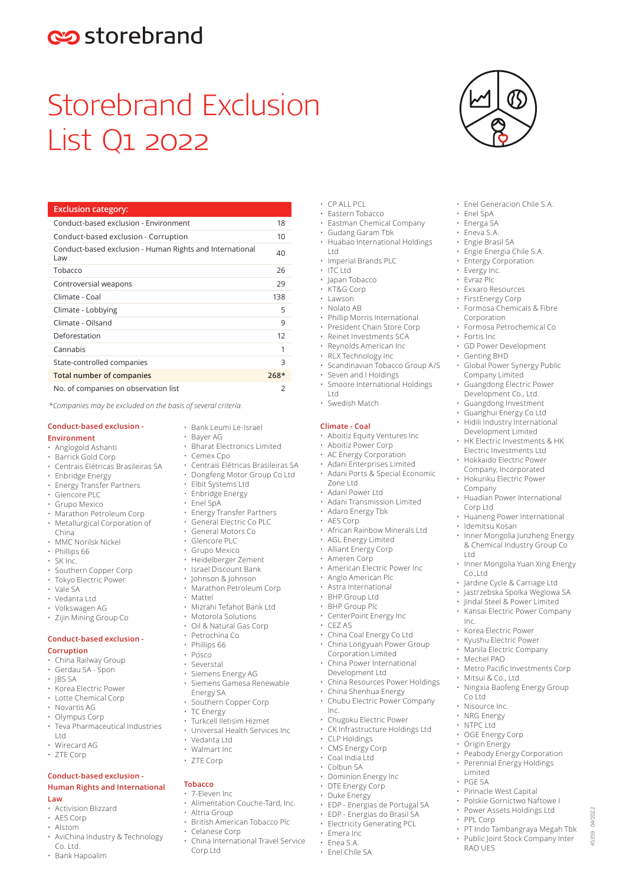# Storebrand Exclusion List Q1 2022

| Exclusion category: | |
|---|---|
| Conduct-based exclusion - Environment | 18 |
| Conduct-based exclusion - Corruption | 10 |
| Conduct-based exclusion - Human Rights and International Law | 40 |
| Tobacco | 26 |
| Controversial weapons | 29 |
| Climate - Coal | 138 |
| Climate - Lobbying | 5 |
| Climate - Oilsand | 9 |
| Deforestation | 12 |
| Cannabis | 1 |
| State-controlled companies | 3 |
| **Total number of companies** | **268*** |
| No. of companies on observation list | 2 |

*Companies may be excluded on the basis of several criteria.*

## Conduct-based exclusion - Environment

- Anglogold Ashanti
- Barrick Gold Corp
- Centrais Elétricas Brasileiras SA
- Enbridge Energy
- Energy Transfer Partners
- Glencore PLC
- Grupo Mexico
- Marathon Petroleum Corp
- Metallurgical Corporation of China
- MMC Norilsk Nickel
- Phillips 66
- SK Inc.
- Southern Copper Corp
- Tokyo Electric Power
- Vale SA
- Vedanta Ltd
- Volkswagen AG
- Zijin Mining Group Co

## Conduct-based exclusion - Corruption

- China Railway Group
- Gerdau SA - Spon
- JBS SA
- Korea Electric Power
- Lotte Chemical Corp
- Novartis AG
- Olympus Corp
- Teva Pharmaceutical Industries Ltd
- Wirecard AG
- ZTE Corp

## Conduct-based exclusion - Human Rights and International Law

- Activision Blizzard
- AES Corp
- Alstom
- AviChina Industry & Technology Co. Ltd.
- Bank Hapoalim
- Bank Leumi Le-Israel
- Bayer AG
- Bharat Electronics Limited
- Cemex Cpo
- Centrais Elétricas Brasileiras SA
- Dongfeng Motor Group Co Ltd
- Elbit Systems Ltd
- Enbridge Energy
- Enel SpA
- Energy Transfer Partners
- General Electric Co PLC
- General Motors Co
- Glencore PLC
- Grupo Mexico
- Heidelberger Zement
- Israel Discount Bank
- Johnson & Johnson
- Marathon Petroleum Corp
- Mattel
- Mizrahi Tefahot Bank Ltd
- Motorola Solutions
- Oil & Natural Gas Corp
- Petrochina Co
- Phillips 66
- Posco
- Severstal
- Siemens Energy AG
- Siemens Gamesa Renewable Energy SA
- Southern Copper Corp
- TC Energy
- Turkcell Iletisim Hizmet
- Universal Health Services Inc
- Vedanta Ltd
- Walmart Inc
- ZTE Corp

## Tobacco

- 7-Eleven Inc
- Alimentation Couche-Tard, Inc.
- Altria Group
- British American Tobacco Plc
- Celanese Corp
- China International Travel Service Corp Ltd
- CP ALL PCL
- Eastern Tobacco
- Eastman Chemical Company
- Gudang Garam Tbk
- Huabao International Holdings Ltd
- Imperial Brands PLC
- ITC Ltd
- Japan Tobacco
- KT&G Corp
- Lawson
- Nolato AB
- Phillip Morris International
- President Chain Store Corp
- Reinet Investments SCA
- Reynolds American Inc
- RLX Technology Inc
- Scandinavian Tobacco Group A/S
- Seven and I Holdings
- Smoore International Holdings Ltd
- Swedish Match

## Climate - Coal

- Aboitiz Equity Ventures Inc
- Aboitiz Power Corp
- AC Energy Corporation
- Adani Enterprises Limited
- Adani Ports & Special Economic Zone Ltd
- Adani Power Ltd
- Adani Transmission Limited
- Adaro Energy Tbk
- AES Corp
- African Rainbow Minerals Ltd
- AGL Energy Limited
- Alliant Energy Corp
- Ameren Corp
- American Electric Power Inc
- Anglo American Plc
- Astra International
- BHP Group Ltd
- BHP Group Plc
- CenterPoint Energy Inc
- CEZ AS
- China Coal Energy Co Ltd
- China Longyuan Power Group Corporation Limited
- China Power International Development Ltd
- China Resources Power Holdings
- China Shenhua Energy
- Chubu Electric Power Company Inc.
- Chugoku Electric Power
- CK Infrastructure Holdings Ltd
- CLP Holdings
- CMS Energy Corp
- Coal India Ltd
- Colbun SA
- Dominion Energy Inc
- DTE Energy Corp
- Duke Energy
- EDP - Energias de Portugal SA
- EDP - Energias do Brasil SA
- Electricity Generating PCL
- Emera Inc
- Enea S.A.
- Enel Chile SA
- Enel Generacion Chile S.A.
- Enel SpA
- Energa SA
- Eneva S.A.
- Engie Brasil SA
- Engie Energia Chile S.A.
- Entergy Corporation
- Evergy Inc.
- Evraz Plc
- Exxaro Resources
- FirstEnergy Corp
- Formosa Chemicals & Fibre Corporation
- Formosa Petrochemical Co
- Fortis Inc
- GD Power Development
- Genting BHD
- Global Power Synergy Public Company Limited
- Guangdong Electric Power Development Co., Ltd.
- Guangdong Investment
- Guanghui Energy Co Ltd
- Hidili Industry International Development Limited
- HK Electric Investments & HK Electric Investments Ltd
- Hokkaido Electric Power Company, Incorporated
- Hokuriku Electric Power Company
- Huadian Power International Corp Ltd
- Huaneng Power International
- Idemitsu Kosan
- Inner Mongolia Junzheng Energy & Chemical Industry Group Co Ltd
- Inner Mongolia Yuan Xing Energy Co.,Ltd
- Jardine Cycle & Carriage Ltd
- Jastrzebska Spolka Weglowa SA
- Jindal Steel & Power Limited
- Kansai Electric Power Company Inc.
- Korea Electric Power
- Kyushu Electric Power
- Manila Electric Company
- Mechel PAO
- Metro Pacific Investments Corp
- Mitsui & Co., Ltd.
- Ningxia Baofeng Energy Group Co Ltd
- Nisource Inc.
- NRG Energy
- NTPC Ltd
- OGE Energy Corp
- Origin Energy
- Peabody Energy Corporation
- Perennial Energy Holdings Limited
- PGE SA
- Pinnacle West Capital
- Polskie Gornictwo Naftowe I
- Power Assets Holdings Ltd
- PPL Corp
- PT Indo Tambangraya Megah Tbk
- Public Joint Stock Company Inter RAO UES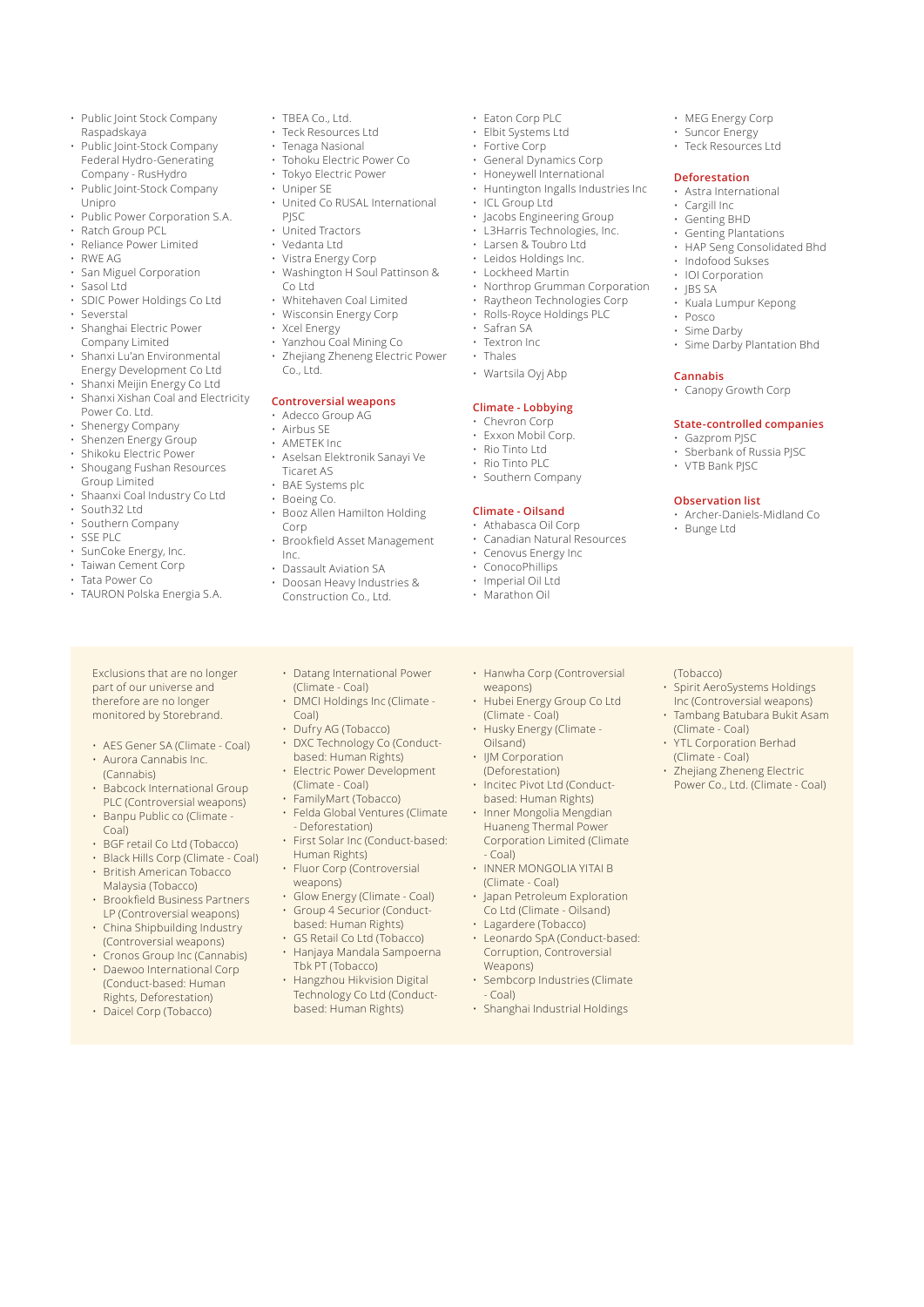- Public Joint Stock Company Raspadskaya
- Public Joint-Stock Company Federal Hydro-Generating Company - RusHydro
- Public Joint-Stock Company Unipro
- Public Power Corporation S.A.
- Ratch Group PCL
- Reliance Power Limited
- RWE AG
- San Miguel Corporation
- Sasol Ltd
- SDIC Power Holdings Co Ltd
- Severstal
- Shanghai Electric Power Company Limited
- Shanxi Lu'an Environmental Energy Development Co Ltd
- Shanxi Meijin Energy Co Ltd
- Shanxi Xishan Coal and Electricity Power Co. Ltd.
- Shenergy Company
- Shenzen Energy Group
- Shikoku Electric Power
- Shougang Fushan Resources Group Limited
- Shaanxi Coal Industry Co Ltd
- South32 Ltd
- Southern Company
- SSE PLC
- SunCoke Energy, Inc.
- Taiwan Cement Corp
- Tata Power Co
- TAURON Polska Energia S.A.
- TBEA Co., Ltd.
- Teck Resources Ltd
- Tenaga Nasional
- Tohoku Electric Power Co
- Tokyo Electric Power
- Uniper SE
- United Co RUSAL International PJSC
- United Tractors
- Vedanta Ltd
- Vistra Energy Corp
- Washington H Soul Pattinson & Co Ltd
- Whitehaven Coal Limited
- Wisconsin Energy Corp
- Xcel Energy
- Yanzhou Coal Mining Co
- Zhejiang Zheneng Electric Power Co., Ltd.

## Controversial weapons

- Adecco Group AG
- Airbus SE
- AMETEK Inc
- Aselsan Elektronik Sanayi Ve Ticaret AS
- BAE Systems plc
- Boeing Co.
- Booz Allen Hamilton Holding Corp
- Brookfield Asset Management Inc.
- Dassault Aviation SA
- Doosan Heavy Industries & Construction Co., Ltd.
- Eaton Corp PLC
- Elbit Systems Ltd
- Fortive Corp
- General Dynamics Corp
- Honeywell International
- Huntington Ingalls Industries Inc
- ICL Group Ltd
- Jacobs Engineering Group
- L3Harris Technologies, Inc.
- Larsen & Toubro Ltd
- Leidos Holdings Inc.
- Lockheed Martin
- Northrop Grumman Corporation
- Raytheon Technologies Corp
- Rolls-Royce Holdings PLC
- Safran SA
- Textron Inc
- Thales
- Wartsila Oyj Abp

## Climate - Lobbying

- Chevron Corp
- Exxon Mobil Corp.
- Rio Tinto Ltd
- Rio Tinto PLC
- Southern Company

## Climate - Oilsand

- Athabasca Oil Corp
- Canadian Natural Resources
- Cenovus Energy Inc
- ConocoPhillips
- Imperial Oil Ltd
- Marathon Oil
- MEG Energy Corp
- Suncor Energy
- Teck Resources Ltd

## Deforestation

- Astra International
- Cargill Inc
- Genting BHD
- Genting Plantations
- HAP Seng Consolidated Bhd
- Indofood Sukses
- IOI Corporation
- JBS SA
- Kuala Lumpur Kepong
- Posco
- Sime Darby
- Sime Darby Plantation Bhd

## Cannabis

- Canopy Growth Corp

## State-controlled companies

- Gazprom PJSC
- Sberbank of Russia PJSC
- VTB Bank PJSC

## Observation list

- Archer-Daniels-Midland Co
- Bunge Ltd

---

Exclusions that are no longer part of our universe and therefore are no longer monitored by Storebrand.

- AES Gener SA (Climate - Coal)
- Aurora Cannabis Inc. (Cannabis)
- Babcock International Group PLC (Controversial weapons)
- Banpu Public co (Climate - Coal)
- BGF retail Co Ltd (Tobacco)
- Black Hills Corp (Climate - Coal)
- British American Tobacco Malaysia (Tobacco)
- Brookfield Business Partners LP (Controversial weapons)
- China Shipbuilding Industry (Controversial weapons)
- Cronos Group Inc (Cannabis)
- Daewoo International Corp (Conduct-based: Human Rights, Deforestation)
- Daicel Corp (Tobacco)
- Datang International Power (Climate - Coal)
- DMCI Holdings Inc (Climate - Coal)
- Dufry AG (Tobacco)
- DXC Technology Co (Conduct-based: Human Rights)
- Electric Power Development (Climate - Coal)
- FamilyMart (Tobacco)
- Felda Global Ventures (Climate - Deforestation)
- First Solar Inc (Conduct-based: Human Rights)
- Fluor Corp (Controversial weapons)
- Glow Energy (Climate - Coal)
- Group 4 Securior (Conduct-based: Human Rights)
- GS Retail Co Ltd (Tobacco)
- Hanjaya Mandala Sampoerna Tbk PT (Tobacco)
- Hangzhou Hikvision Digital Technology Co Ltd (Conduct-based: Human Rights)
- Hanwha Corp (Controversial weapons)
- Hubei Energy Group Co Ltd (Climate - Coal)
- Husky Energy (Climate - Oilsand)
- IJM Corporation (Deforestation)
- Incitec Pivot Ltd (Conduct-based: Human Rights)
- Inner Mongolia Mengdian Huaneng Thermal Power Corporation Limited (Climate - Coal)
- INNER MONGOLIA YITAI B (Climate - Coal)
- Japan Petroleum Exploration Co Ltd (Climate - Oilsand)
- Lagardere (Tobacco)
- Leonardo SpA (Conduct-based: Corruption, Controversial Weapons)
- Sembcorp Industries (Climate - Coal)
- Shanghai Industrial Holdings (Tobacco)
- Spirit AeroSystems Holdings Inc (Controversial weapons)
- Tambang Batubara Bukit Asam (Climate - Coal)
- YTL Corporation Berhad (Climate - Coal)
- Zhejiang Zheneng Electric Power Co., Ltd. (Climate - Coal)